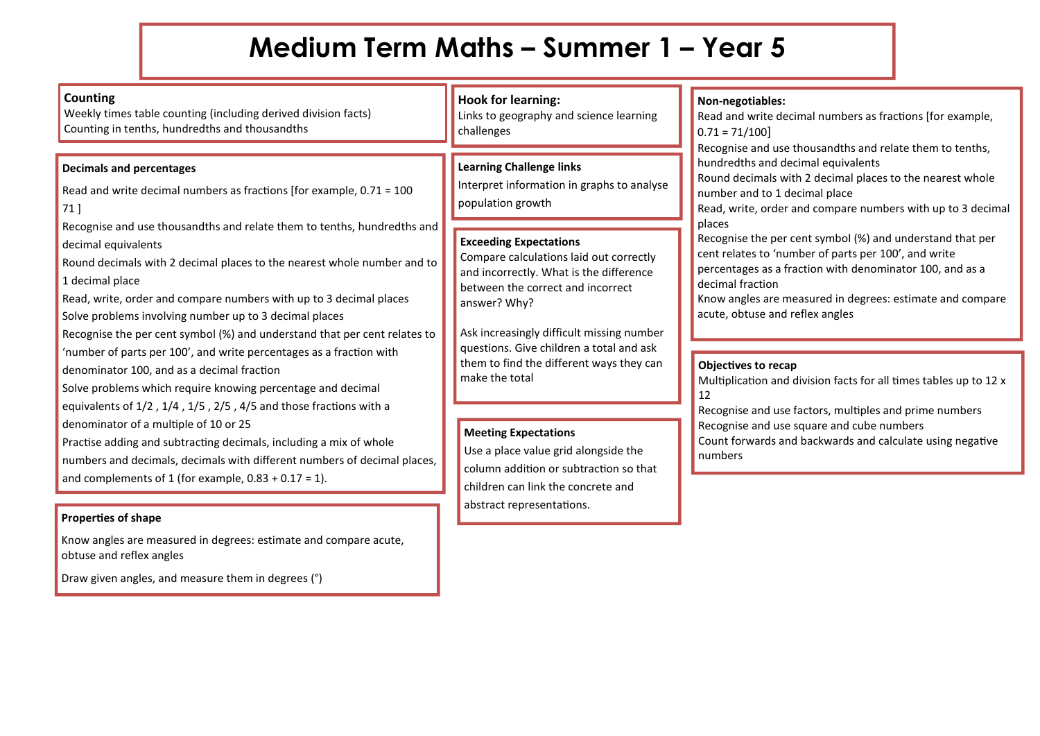# Medium Term Maths – Summer 1 – Year 5

## Counting

Weekly times table counting (including derived division facts)
Counting in tenths, hundredths and thousandths

## Decimals and percentages

Read and write decimal numbers as fractions [for example, 0.71 = 100 71 ]

Recognise and use thousandths and relate them to tenths, hundredths and decimal equivalents

Round decimals with 2 decimal places to the nearest whole number and to 1 decimal place

Read, write, order and compare numbers with up to 3 decimal places

Solve problems involving number up to 3 decimal places

Recognise the per cent symbol (%) and understand that per cent relates to 'number of parts per 100', and write percentages as a fraction with denominator 100, and as a decimal fraction

Solve problems which require knowing percentage and decimal equivalents of 1/2 , 1/4 , 1/5 , 2/5 , 4/5 and those fractions with a denominator of a multiple of 10 or 25

Practise adding and subtracting decimals, including a mix of whole numbers and decimals, decimals with different numbers of decimal places, and complements of 1 (for example, 0.83 + 0.17 = 1).

## Properties of shape

Know angles are measured in degrees: estimate and compare acute, obtuse and reflex angles

Draw given angles, and measure them in degrees (°)

## Hook for learning:

Links to geography and science learning challenges

## Learning Challenge links

Interpret information in graphs to analyse population growth

## Exceeding Expectations

Compare calculations laid out correctly and incorrectly. What is the difference between the correct and incorrect answer? Why?

Ask increasingly difficult missing number questions. Give children a total and ask them to find the different ways they can make the total

## Meeting Expectations

Use a place value grid alongside the column addition or subtraction so that children can link the concrete and abstract representations.

## Non-negotiables:

Read and write decimal numbers as fractions [for example, 0.71 = 71/100]
Recognise and use thousandths and relate them to tenths, hundredths and decimal equivalents
Round decimals with 2 decimal places to the nearest whole number and to 1 decimal place
Read, write, order and compare numbers with up to 3 decimal places
Recognise the per cent symbol (%) and understand that per cent relates to 'number of parts per 100', and write percentages as a fraction with denominator 100, and as a decimal fraction
Know angles are measured in degrees: estimate and compare acute, obtuse and reflex angles

## Objectives to recap

Multiplication and division facts for all times tables up to 12 x 12
Recognise and use factors, multiples and prime numbers
Recognise and use square and cube numbers
Count forwards and backwards and calculate using negative numbers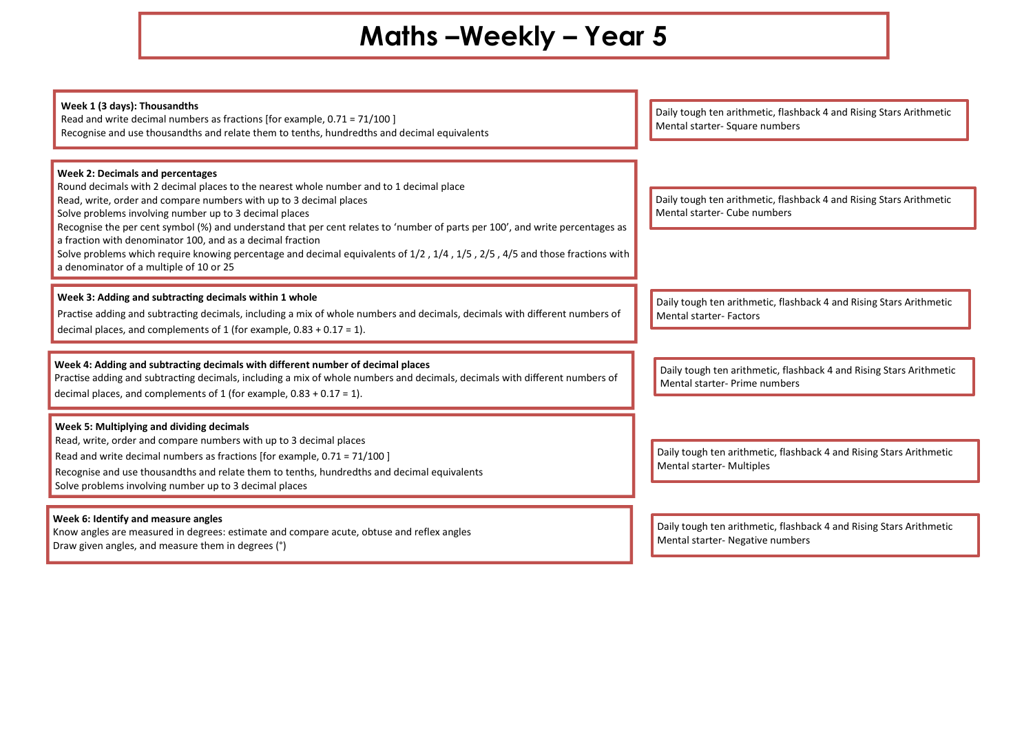# Maths –Weekly – Year 5

**Week 1 (3 days): Thousandths**
Read and write decimal numbers as fractions [for example, 0.71 = 71/100 ]
Recognise and use thousandths and relate them to tenths, hundredths and decimal equivalents

Daily tough ten arithmetic, flashback 4 and Rising Stars Arithmetic
Mental starter- Square numbers

**Week 2: Decimals and percentages**
Round decimals with 2 decimal places to the nearest whole number and to 1 decimal place
Read, write, order and compare numbers with up to 3 decimal places
Solve problems involving number up to 3 decimal places
Recognise the per cent symbol (%) and understand that per cent relates to 'number of parts per 100', and write percentages as a fraction with denominator 100, and as a decimal fraction
Solve problems which require knowing percentage and decimal equivalents of 1/2 , 1/4 , 1/5 , 2/5 , 4/5 and those fractions with a denominator of a multiple of 10 or 25

Daily tough ten arithmetic, flashback 4 and Rising Stars Arithmetic
Mental starter- Cube numbers

**Week 3: Adding and subtracting decimals within 1 whole**
Practise adding and subtracting decimals, including a mix of whole numbers and decimals, decimals with different numbers of decimal places, and complements of 1 (for example, 0.83 + 0.17 = 1).

Daily tough ten arithmetic, flashback 4 and Rising Stars Arithmetic
Mental starter- Factors

**Week 4: Adding and subtracting decimals with different number of decimal places**
Practise adding and subtracting decimals, including a mix of whole numbers and decimals, decimals with different numbers of decimal places, and complements of 1 (for example, 0.83 + 0.17 = 1).

Daily tough ten arithmetic, flashback 4 and Rising Stars Arithmetic
Mental starter- Prime numbers

**Week 5: Multiplying and dividing decimals**
Read, write, order and compare numbers with up to 3 decimal places
Read and write decimal numbers as fractions [for example, 0.71 = 71/100 ]
Recognise and use thousandths and relate them to tenths, hundredths and decimal equivalents
Solve problems involving number up to 3 decimal places

Daily tough ten arithmetic, flashback 4 and Rising Stars Arithmetic
Mental starter- Multiples

**Week 6: Identify and measure angles**
Know angles are measured in degrees: estimate and compare acute, obtuse and reflex angles
Draw given angles, and measure them in degrees (°)

Daily tough ten arithmetic, flashback 4 and Rising Stars Arithmetic
Mental starter- Negative numbers